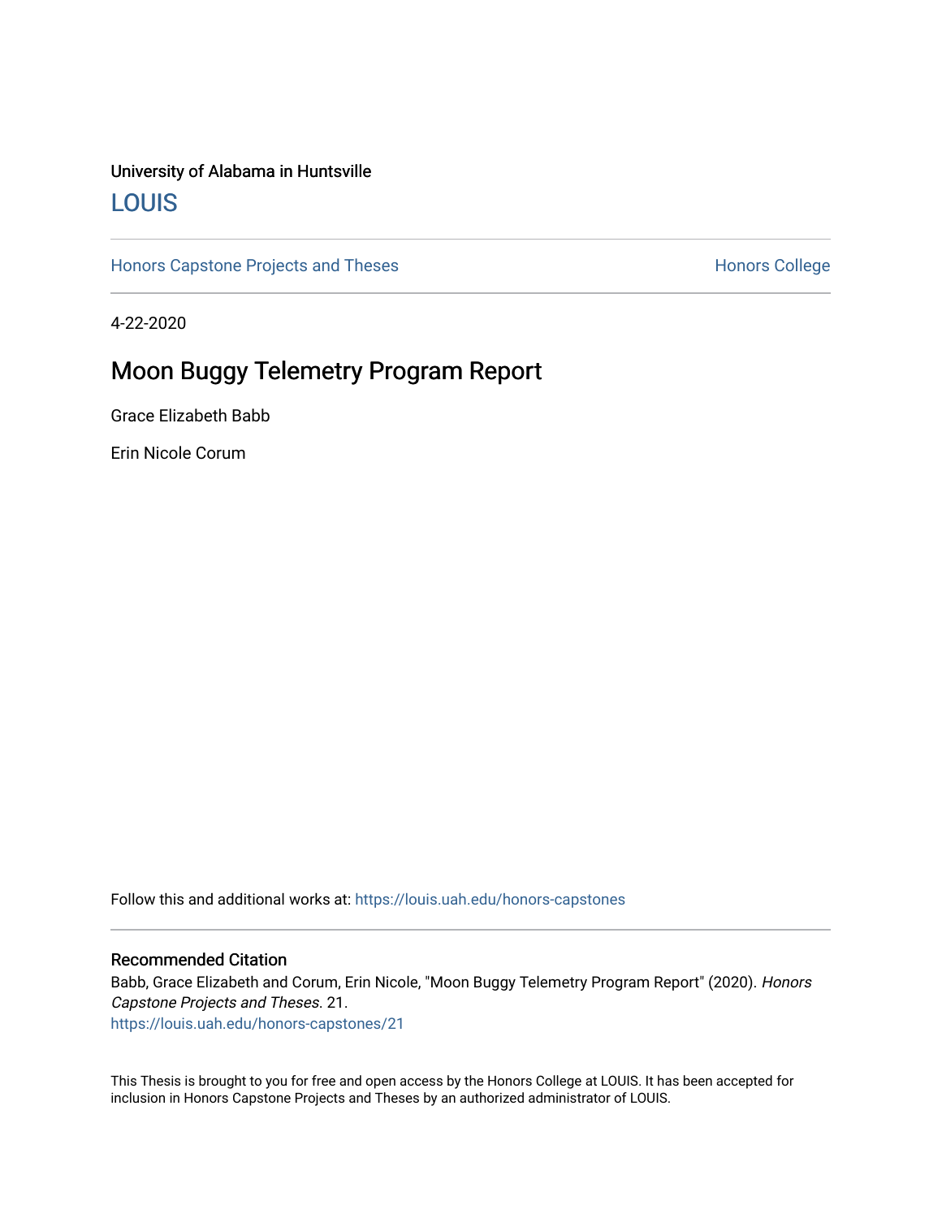University of Alabama in Huntsville

LOUIS

Honors Capstone Projects and Theses

Honors College

4-22-2020

# Moon Buggy Telemetry Program Report

Grace Elizabeth Babb

Erin Nicole Corum

Follow this and additional works at: https://louis.uah.edu/honors-capstones

## Recommended Citation

Babb, Grace Elizabeth and Corum, Erin Nicole, "Moon Buggy Telemetry Program Report" (2020). *Honors Capstone Projects and Theses*. 21.
https://louis.uah.edu/honors-capstones/21

This Thesis is brought to you for free and open access by the Honors College at LOUIS. It has been accepted for inclusion in Honors Capstone Projects and Theses by an authorized administrator of LOUIS.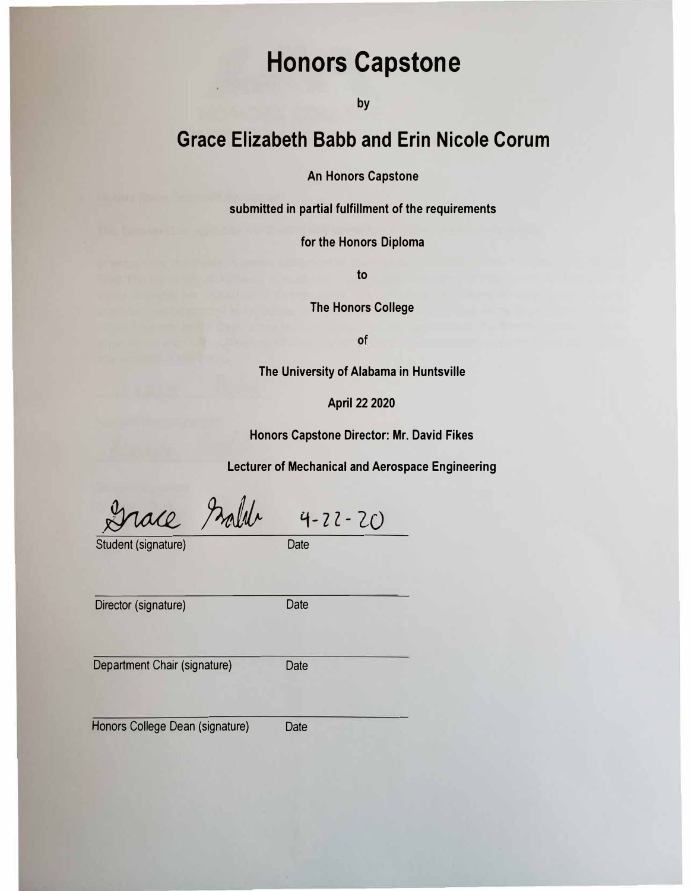# Honors Capstone

by

## Grace Elizabeth Babb and Erin Nicole Corum

**An Honors Capstone**

**submitted in partial fulfillment of the requirements**

**for the Honors Diploma**

**to**

**The Honors College**

**of**

**The University of Alabama in Huntsville**

**April 22 2020**

**Honors Capstone Director: Mr. David Fikes**

**Lecturer of Mechanical and Aerospace Engineering**

Grace Babb 4-22-20

Student (signature) Date

Director (signature) Date

Department Chair (signature) Date

Honors College Dean (signature) Date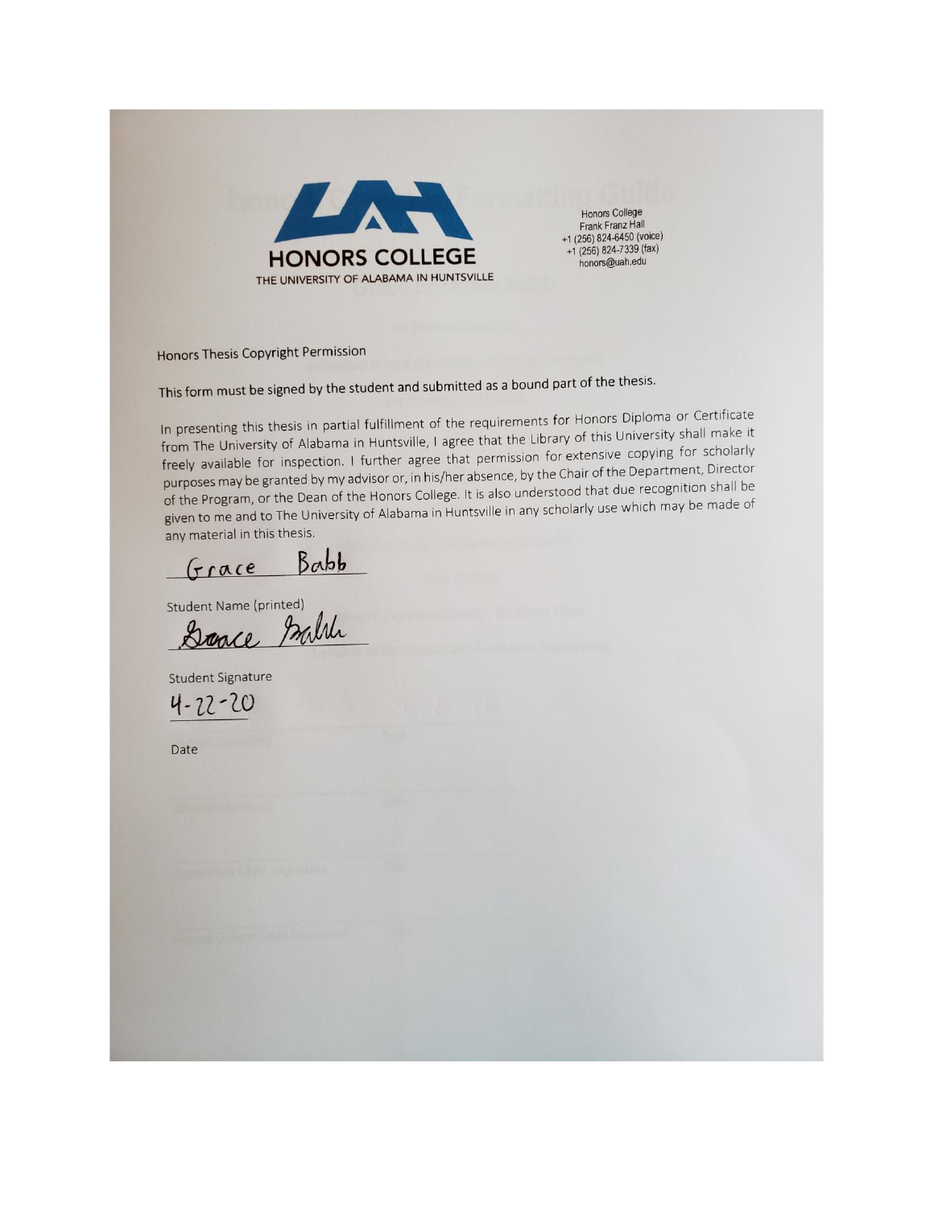**HONORS COLLEGE**
THE UNIVERSITY OF ALABAMA IN HUNTSVILLE

Honors College
Frank Franz Hall
+1 (256) 824-6450 (voice)
+1 (256) 824-7339 (fax)
honors@uah.edu

Honors Thesis Copyright Permission

This form must be signed by the student and submitted as a bound part of the thesis.

In presenting this thesis in partial fulfillment of the requirements for Honors Diploma or Certificate from The University of Alabama in Huntsville, I agree that the Library of this University shall make it freely available for inspection. I further agree that permission for extensive copying for scholarly purposes may be granted by my advisor or, in his/her absence, by the Chair of the Department, Director of the Program, or the Dean of the Honors College. It is also understood that due recognition shall be given to me and to The University of Alabama in Huntsville in any scholarly use which may be made of any material in this thesis.

Grace Babb

Student Name (printed)

Grace Babb

Student Signature

4-22-20

Date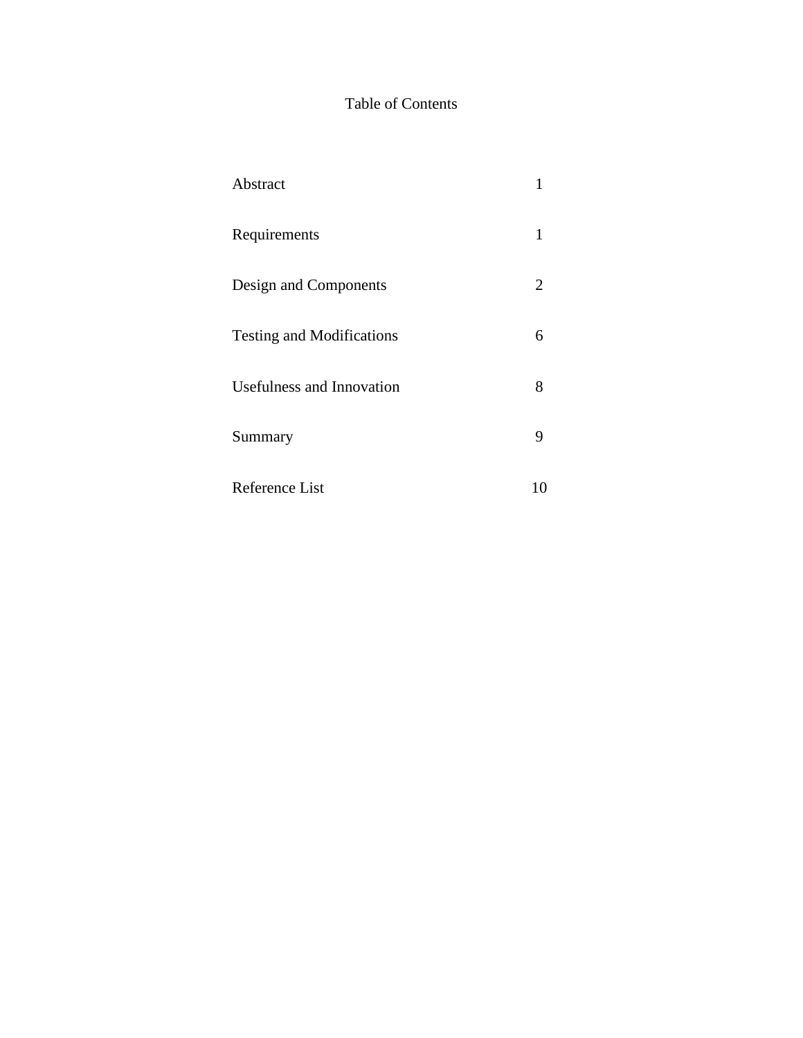# Table of Contents

| | |
|---|---|
| Abstract | 1 |
| Requirements | 1 |
| Design and Components | 2 |
| Testing and Modifications | 6 |
| Usefulness and Innovation | 8 |
| Summary | 9 |
| Reference List | 10 |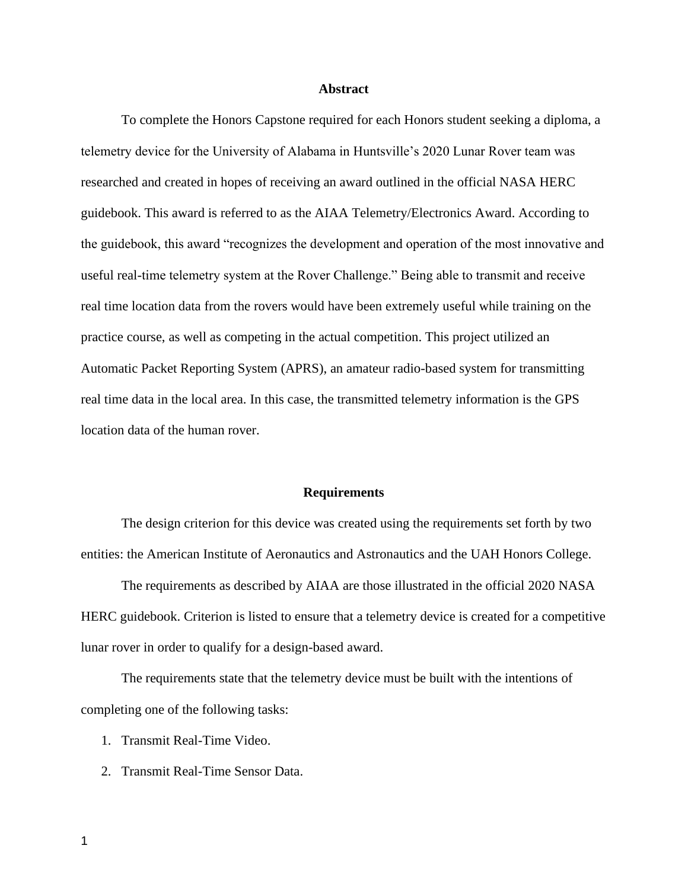## Abstract

To complete the Honors Capstone required for each Honors student seeking a diploma, a telemetry device for the University of Alabama in Huntsville's 2020 Lunar Rover team was researched and created in hopes of receiving an award outlined in the official NASA HERC guidebook. This award is referred to as the AIAA Telemetry/Electronics Award. According to the guidebook, this award "recognizes the development and operation of the most innovative and useful real-time telemetry system at the Rover Challenge." Being able to transmit and receive real time location data from the rovers would have been extremely useful while training on the practice course, as well as competing in the actual competition. This project utilized an Automatic Packet Reporting System (APRS), an amateur radio-based system for transmitting real time data in the local area. In this case, the transmitted telemetry information is the GPS location data of the human rover.

## Requirements

The design criterion for this device was created using the requirements set forth by two entities: the American Institute of Aeronautics and Astronautics and the UAH Honors College.

The requirements as described by AIAA are those illustrated in the official 2020 NASA HERC guidebook. Criterion is listed to ensure that a telemetry device is created for a competitive lunar rover in order to qualify for a design-based award.

The requirements state that the telemetry device must be built with the intentions of completing one of the following tasks:

1. Transmit Real-Time Video.
2. Transmit Real-Time Sensor Data.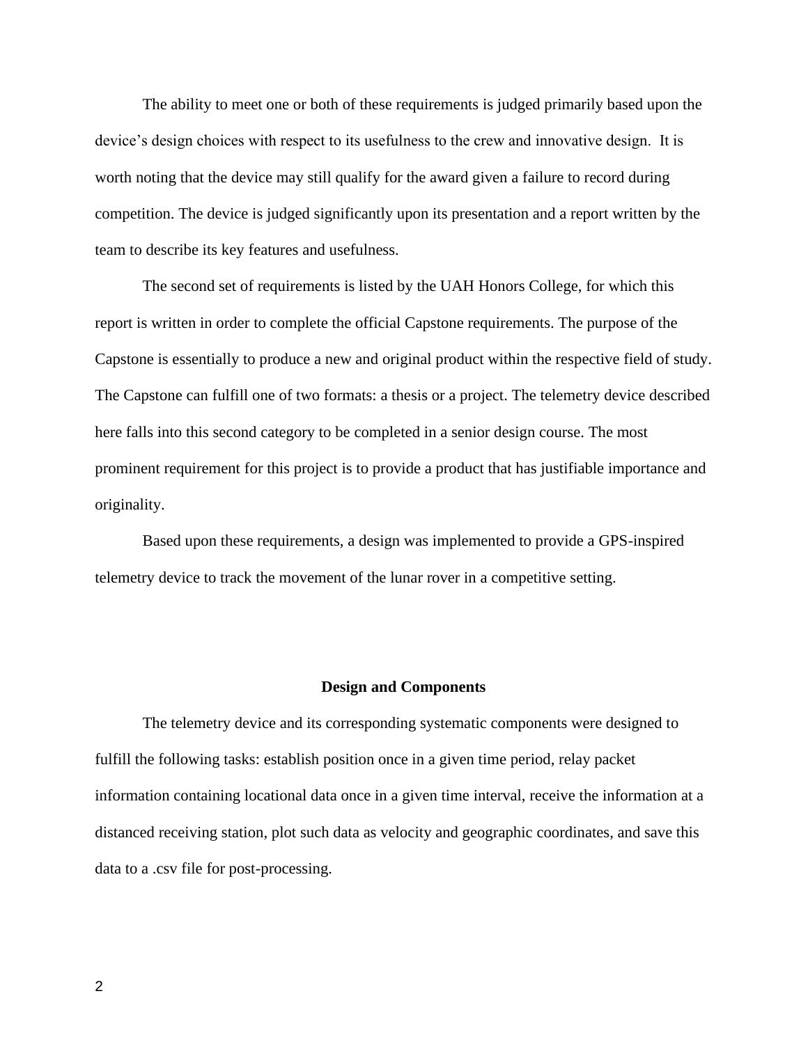The ability to meet one or both of these requirements is judged primarily based upon the device's design choices with respect to its usefulness to the crew and innovative design. It is worth noting that the device may still qualify for the award given a failure to record during competition. The device is judged significantly upon its presentation and a report written by the team to describe its key features and usefulness.

The second set of requirements is listed by the UAH Honors College, for which this report is written in order to complete the official Capstone requirements. The purpose of the Capstone is essentially to produce a new and original product within the respective field of study. The Capstone can fulfill one of two formats: a thesis or a project. The telemetry device described here falls into this second category to be completed in a senior design course. The most prominent requirement for this project is to provide a product that has justifiable importance and originality.

Based upon these requirements, a design was implemented to provide a GPS-inspired telemetry device to track the movement of the lunar rover in a competitive setting.

## Design and Components

The telemetry device and its corresponding systematic components were designed to fulfill the following tasks: establish position once in a given time period, relay packet information containing locational data once in a given time interval, receive the information at a distanced receiving station, plot such data as velocity and geographic coordinates, and save this data to a .csv file for post-processing.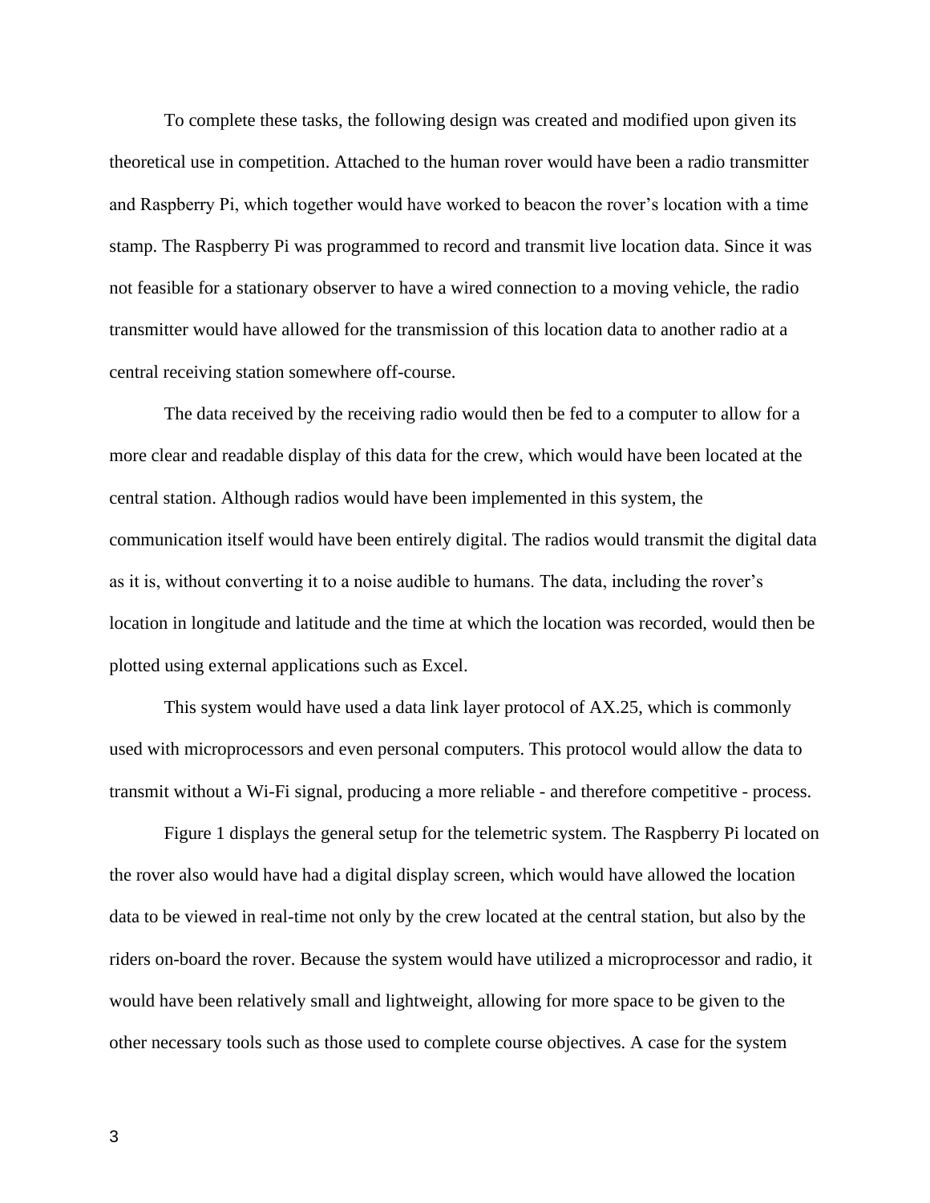To complete these tasks, the following design was created and modified upon given its theoretical use in competition. Attached to the human rover would have been a radio transmitter and Raspberry Pi, which together would have worked to beacon the rover's location with a time stamp. The Raspberry Pi was programmed to record and transmit live location data. Since it was not feasible for a stationary observer to have a wired connection to a moving vehicle, the radio transmitter would have allowed for the transmission of this location data to another radio at a central receiving station somewhere off-course.

The data received by the receiving radio would then be fed to a computer to allow for a more clear and readable display of this data for the crew, which would have been located at the central station. Although radios would have been implemented in this system, the communication itself would have been entirely digital. The radios would transmit the digital data as it is, without converting it to a noise audible to humans. The data, including the rover's location in longitude and latitude and the time at which the location was recorded, would then be plotted using external applications such as Excel.

This system would have used a data link layer protocol of AX.25, which is commonly used with microprocessors and even personal computers. This protocol would allow the data to transmit without a Wi-Fi signal, producing a more reliable - and therefore competitive - process.

Figure 1 displays the general setup for the telemetric system. The Raspberry Pi located on the rover also would have had a digital display screen, which would have allowed the location data to be viewed in real-time not only by the crew located at the central station, but also by the riders on-board the rover. Because the system would have utilized a microprocessor and radio, it would have been relatively small and lightweight, allowing for more space to be given to the other necessary tools such as those used to complete course objectives. A case for the system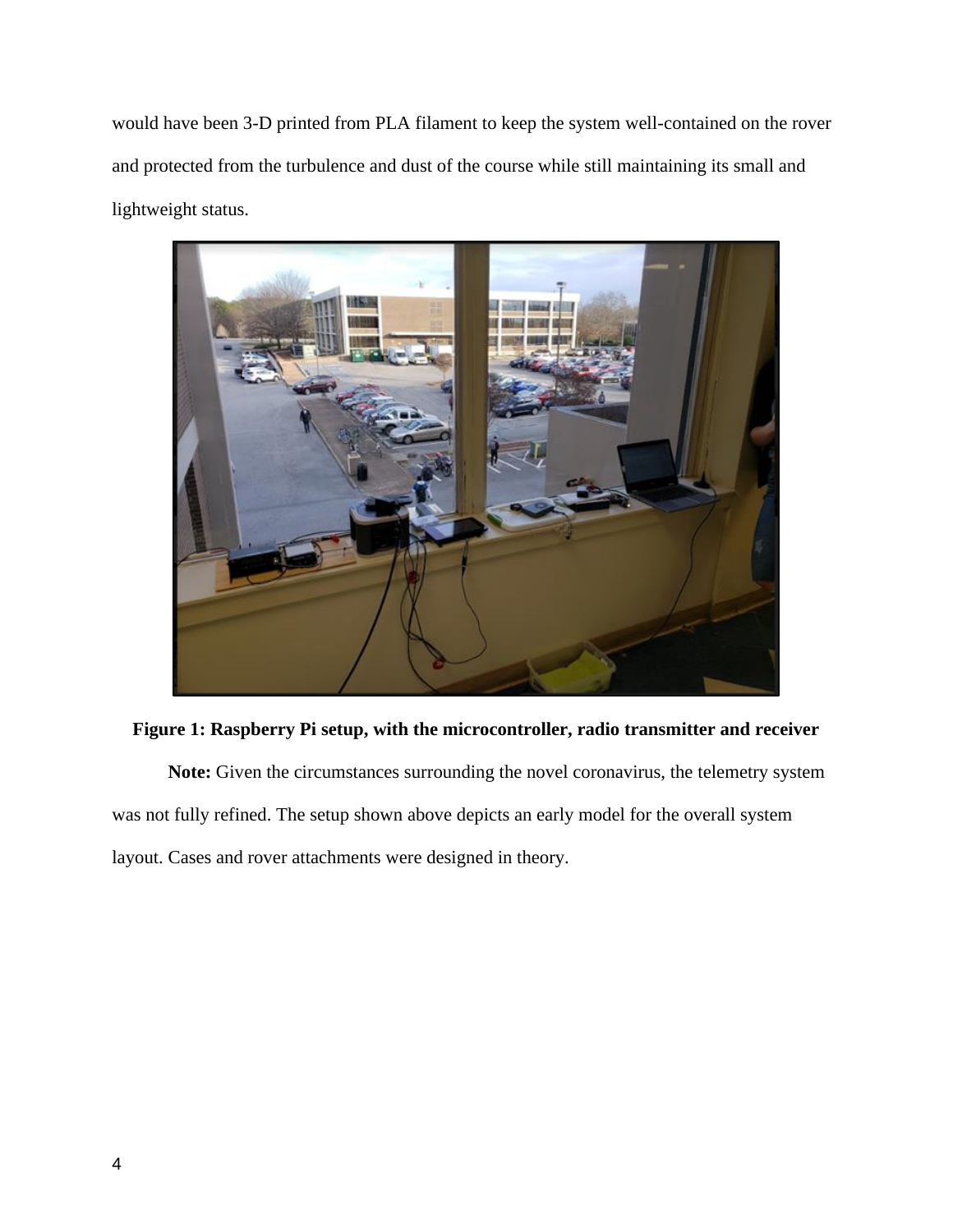would have been 3-D printed from PLA filament to keep the system well-contained on the rover and protected from the turbulence and dust of the course while still maintaining its small and lightweight status.

**Figure 1: Raspberry Pi setup, with the microcontroller, radio transmitter and receiver**

**Note:** Given the circumstances surrounding the novel coronavirus, the telemetry system was not fully refined. The setup shown above depicts an early model for the overall system layout. Cases and rover attachments were designed in theory.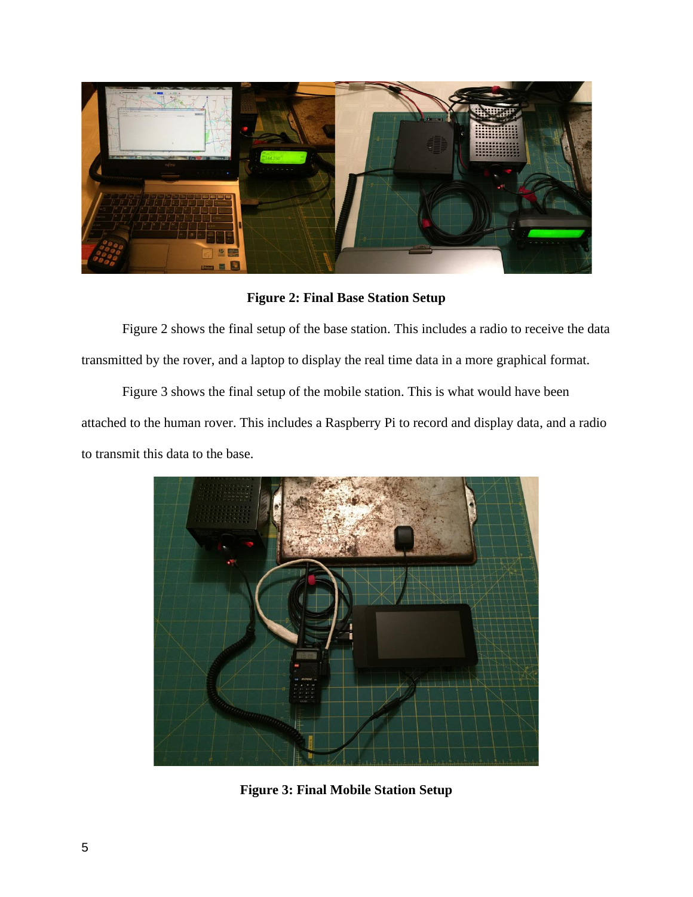**Figure 2: Final Base Station Setup**

Figure 2 shows the final setup of the base station. This includes a radio to receive the data transmitted by the rover, and a laptop to display the real time data in a more graphical format.

Figure 3 shows the final setup of the mobile station. This is what would have been attached to the human rover. This includes a Raspberry Pi to record and display data, and a radio to transmit this data to the base.

**Figure 3: Final Mobile Station Setup**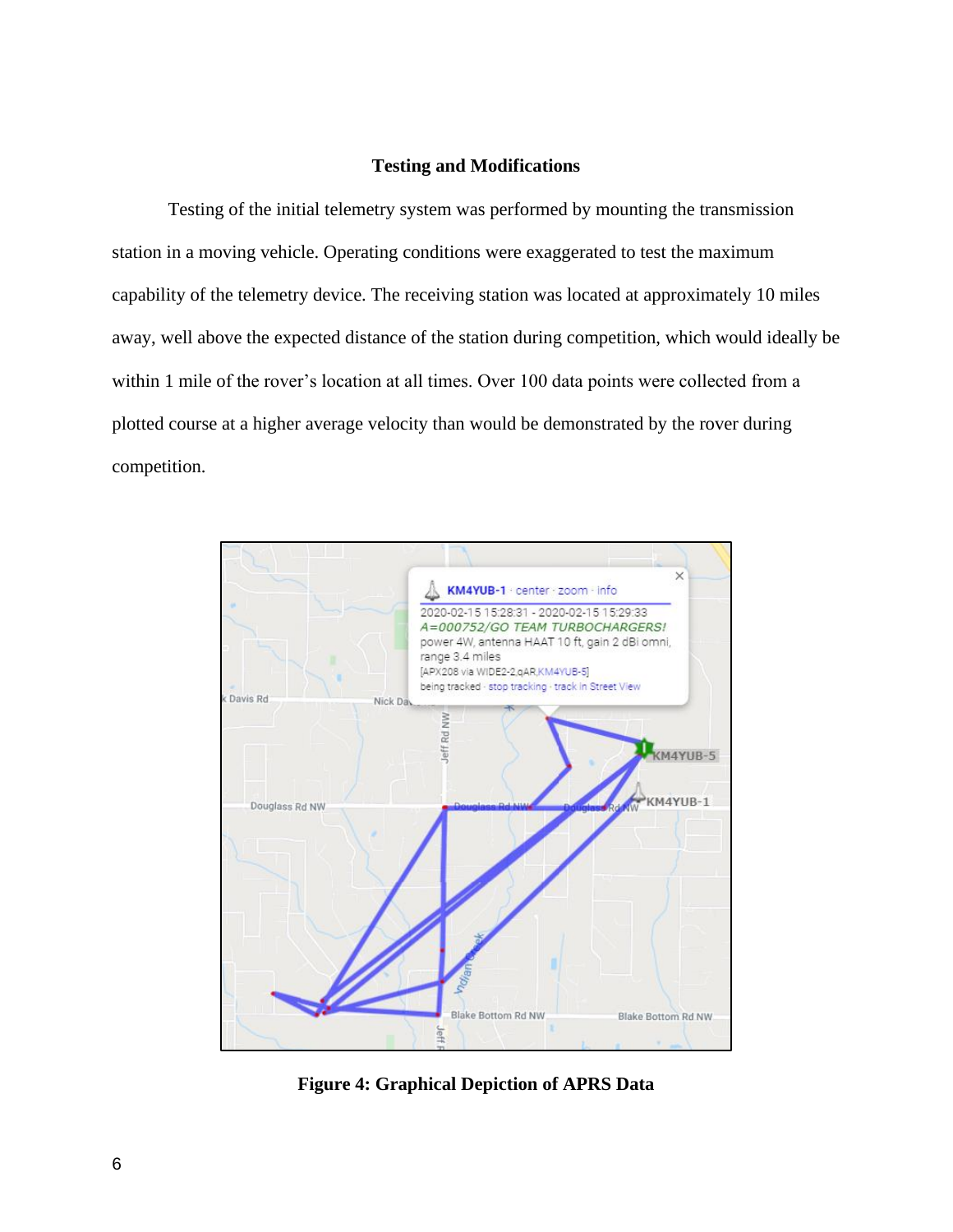### Testing and Modifications

Testing of the initial telemetry system was performed by mounting the transmission station in a moving vehicle. Operating conditions were exaggerated to test the maximum capability of the telemetry device. The receiving station was located at approximately 10 miles away, well above the expected distance of the station during competition, which would ideally be within 1 mile of the rover's location at all times. Over 100 data points were collected from a plotted course at a higher average velocity than would be demonstrated by the rover during competition.

**Figure 4: Graphical Depiction of APRS Data**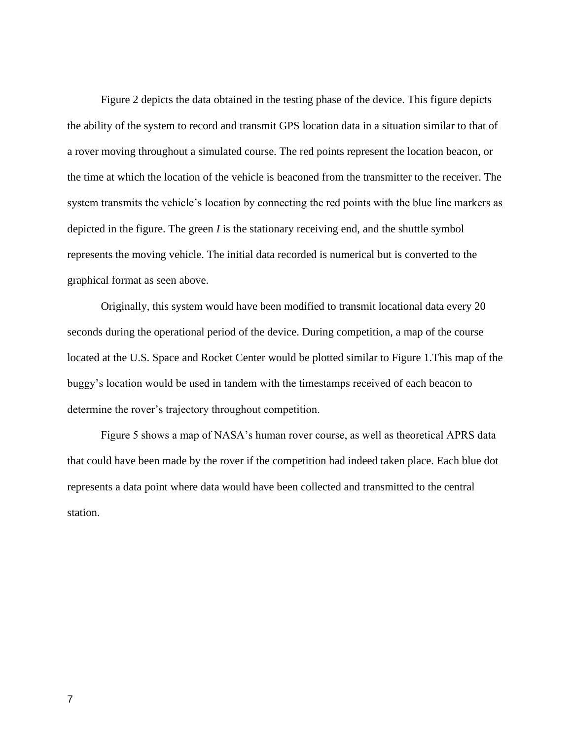Figure 2 depicts the data obtained in the testing phase of the device. This figure depicts the ability of the system to record and transmit GPS location data in a situation similar to that of a rover moving throughout a simulated course. The red points represent the location beacon, or the time at which the location of the vehicle is beaconed from the transmitter to the receiver. The system transmits the vehicle's location by connecting the red points with the blue line markers as depicted in the figure. The green *I* is the stationary receiving end, and the shuttle symbol represents the moving vehicle. The initial data recorded is numerical but is converted to the graphical format as seen above.

Originally, this system would have been modified to transmit locational data every 20 seconds during the operational period of the device. During competition, a map of the course located at the U.S. Space and Rocket Center would be plotted similar to Figure 1.This map of the buggy's location would be used in tandem with the timestamps received of each beacon to determine the rover's trajectory throughout competition.

Figure 5 shows a map of NASA's human rover course, as well as theoretical APRS data that could have been made by the rover if the competition had indeed taken place. Each blue dot represents a data point where data would have been collected and transmitted to the central station.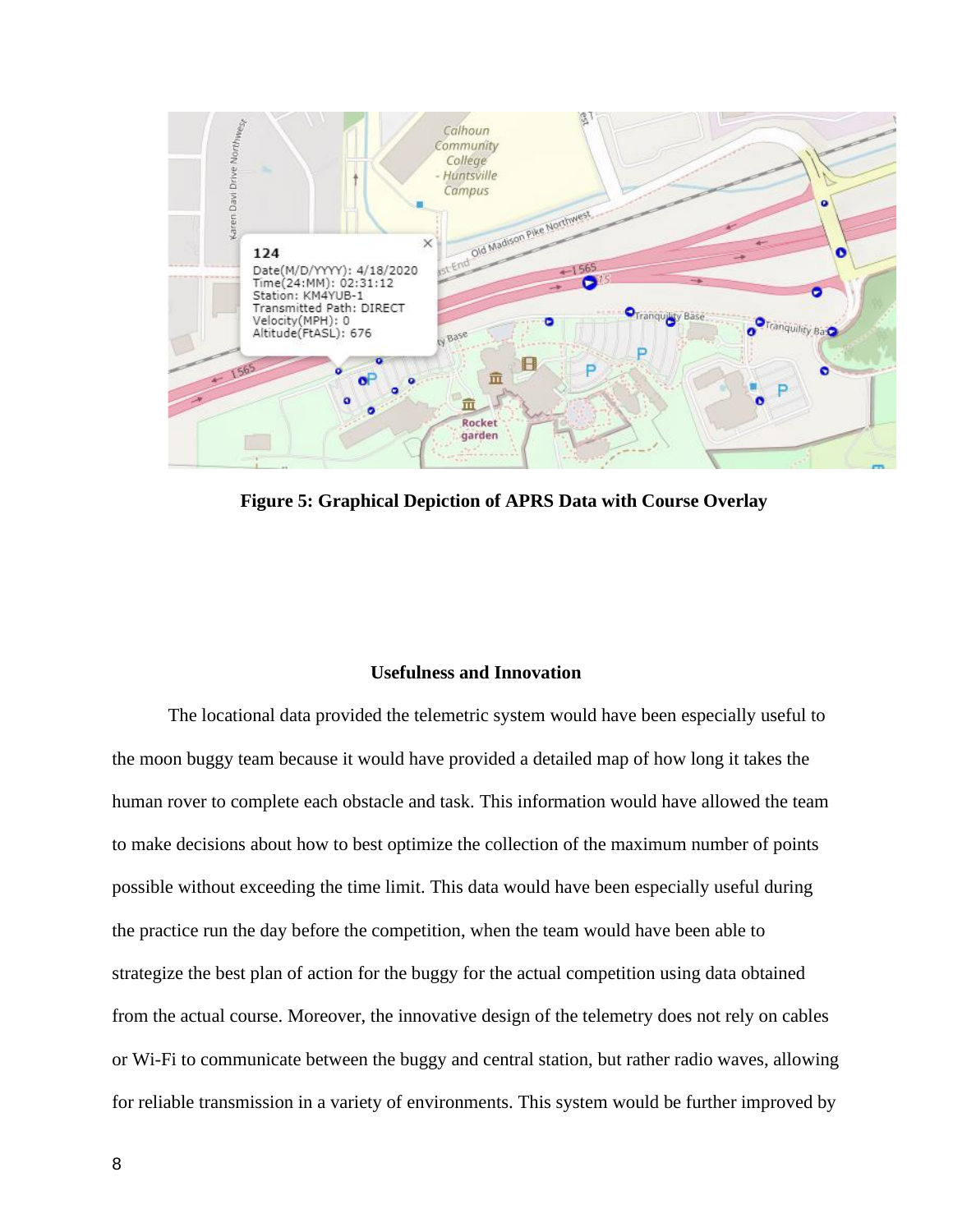**Figure 5: Graphical Depiction of APRS Data with Course Overlay**

### Usefulness and Innovation

The locational data provided the telemetric system would have been especially useful to the moon buggy team because it would have provided a detailed map of how long it takes the human rover to complete each obstacle and task. This information would have allowed the team to make decisions about how to best optimize the collection of the maximum number of points possible without exceeding the time limit. This data would have been especially useful during the practice run the day before the competition, when the team would have been able to strategize the best plan of action for the buggy for the actual competition using data obtained from the actual course. Moreover, the innovative design of the telemetry does not rely on cables or Wi-Fi to communicate between the buggy and central station, but rather radio waves, allowing for reliable transmission in a variety of environments. This system would be further improved by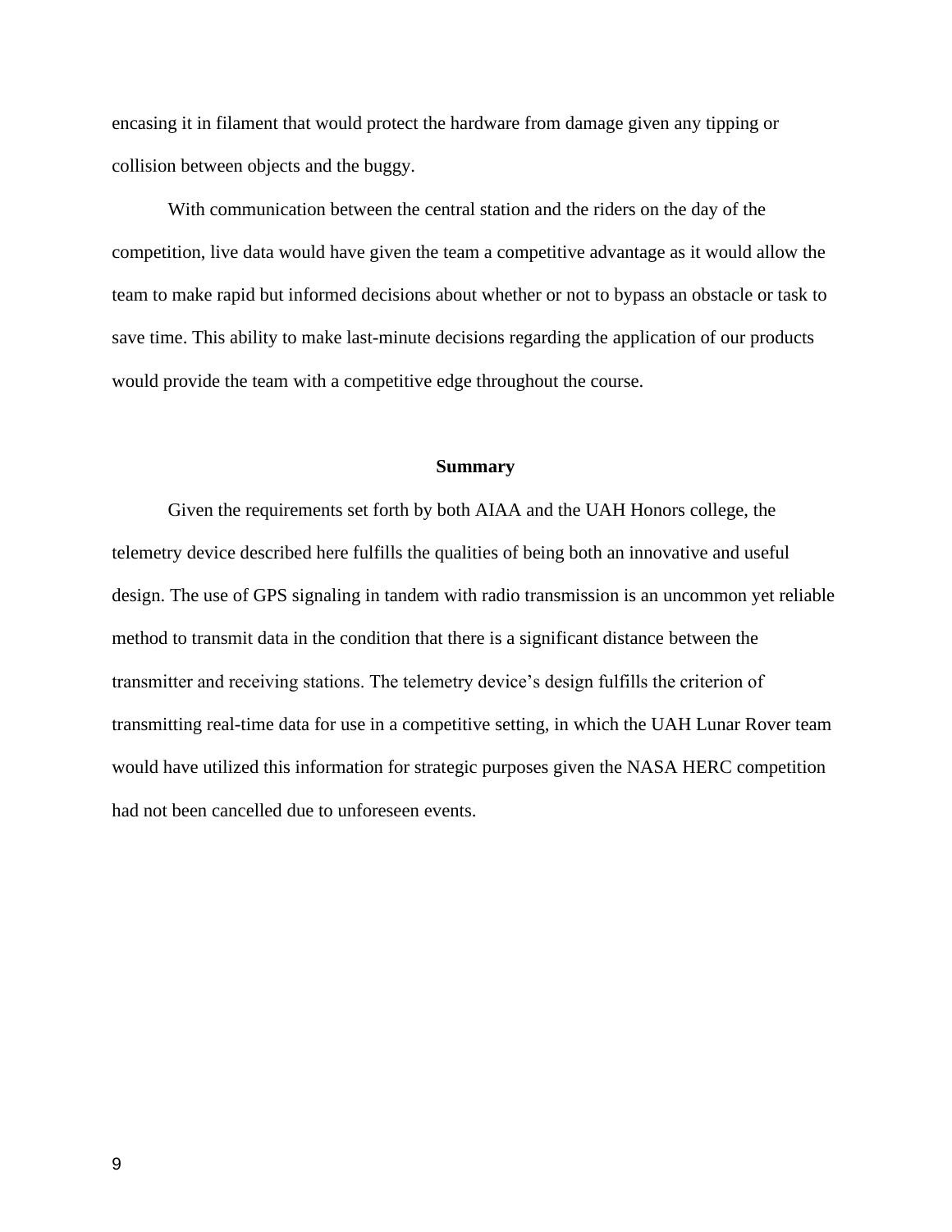encasing it in filament that would protect the hardware from damage given any tipping or collision between objects and the buggy.

With communication between the central station and the riders on the day of the competition, live data would have given the team a competitive advantage as it would allow the team to make rapid but informed decisions about whether or not to bypass an obstacle or task to save time. This ability to make last-minute decisions regarding the application of our products would provide the team with a competitive edge throughout the course.

## Summary

Given the requirements set forth by both AIAA and the UAH Honors college, the telemetry device described here fulfills the qualities of being both an innovative and useful design. The use of GPS signaling in tandem with radio transmission is an uncommon yet reliable method to transmit data in the condition that there is a significant distance between the transmitter and receiving stations. The telemetry device's design fulfills the criterion of transmitting real-time data for use in a competitive setting, in which the UAH Lunar Rover team would have utilized this information for strategic purposes given the NASA HERC competition had not been cancelled due to unforeseen events.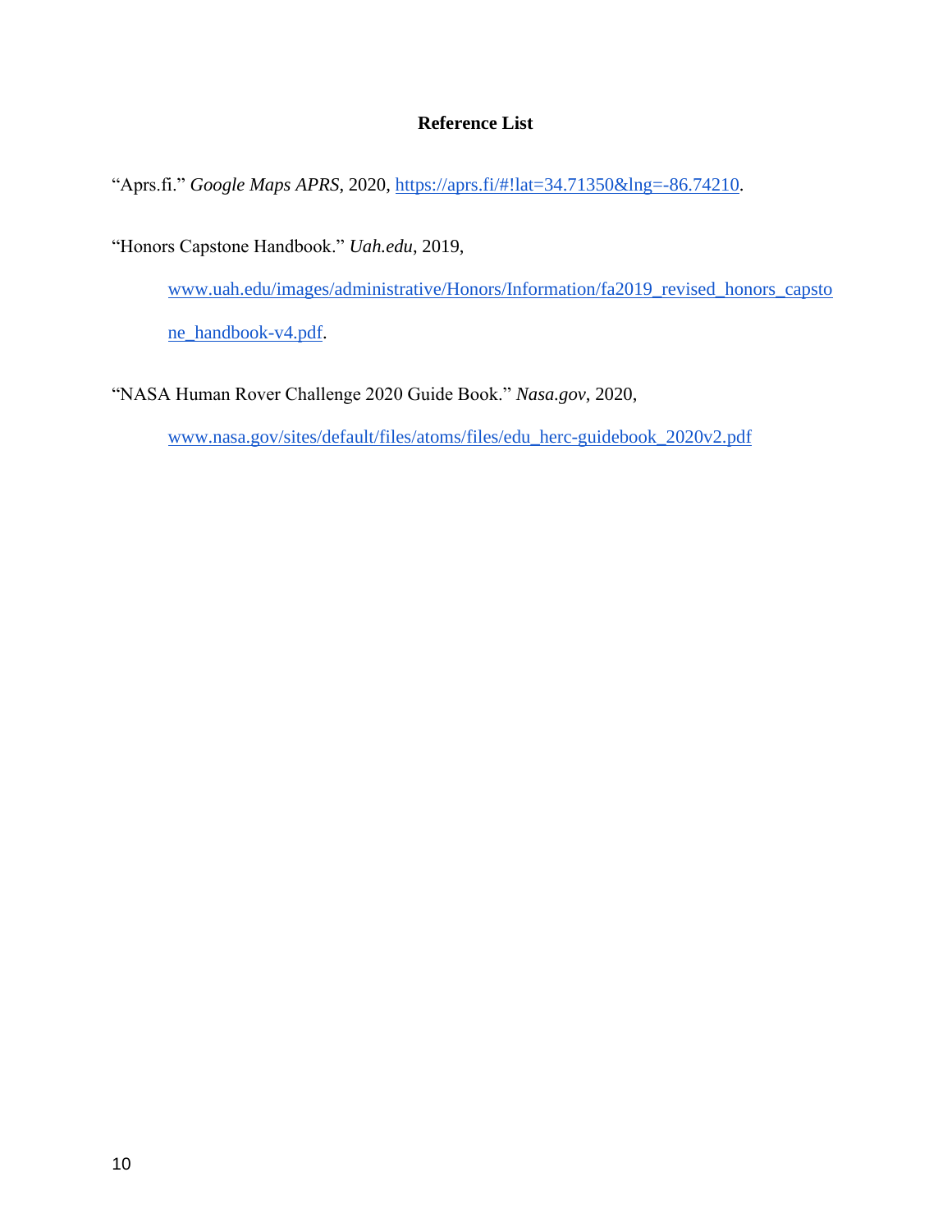## Reference List

"Aprs.fi." *Google Maps APRS*, 2020, https://aprs.fi/#!lat=34.71350&lng=-86.74210.

"Honors Capstone Handbook." *Uah.edu*, 2019, www.uah.edu/images/administrative/Honors/Information/fa2019_revised_honors_capstone_handbook-v4.pdf.

"NASA Human Rover Challenge 2020 Guide Book." *Nasa.gov*, 2020, www.nasa.gov/sites/default/files/atoms/files/edu_herc-guidebook_2020v2.pdf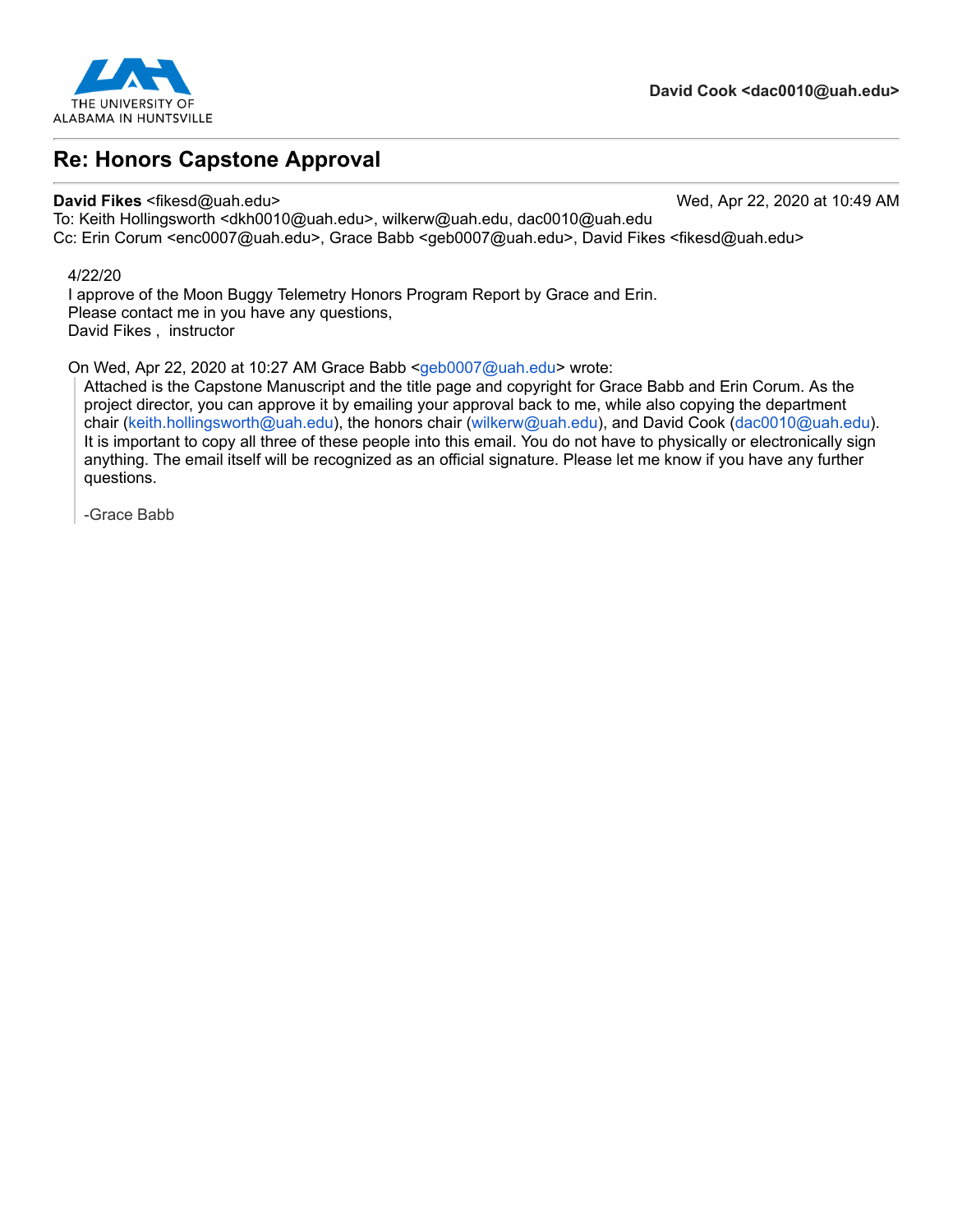THE UNIVERSITY OF ALABAMA IN HUNTSVILLE

**David Cook <dac0010@uah.edu>**

---

# Re: Honors Capstone Approval

---

**David Fikes** <fikesd@uah.edu> Wed, Apr 22, 2020 at 10:49 AM
To: Keith Hollingsworth <dkh0010@uah.edu>, wilkerw@uah.edu, dac0010@uah.edu
Cc: Erin Corum <enc0007@uah.edu>, Grace Babb <geb0007@uah.edu>, David Fikes <fikesd@uah.edu>

4/22/20
I approve of the Moon Buggy Telemetry Honors Program Report by Grace and Erin.
Please contact me in you have any questions,
David Fikes , instructor

On Wed, Apr 22, 2020 at 10:27 AM Grace Babb <geb0007@uah.edu> wrote:

> Attached is the Capstone Manuscript and the title page and copyright for Grace Babb and Erin Corum. As the project director, you can approve it by emailing your approval back to me, while also copying the department chair (keith.hollingsworth@uah.edu), the honors chair (wilkerw@uah.edu), and David Cook (dac0010@uah.edu). It is important to copy all three of these people into this email. You do not have to physically or electronically sign anything. The email itself will be recognized as an official signature. Please let me know if you have any further questions.
>
> -Grace Babb